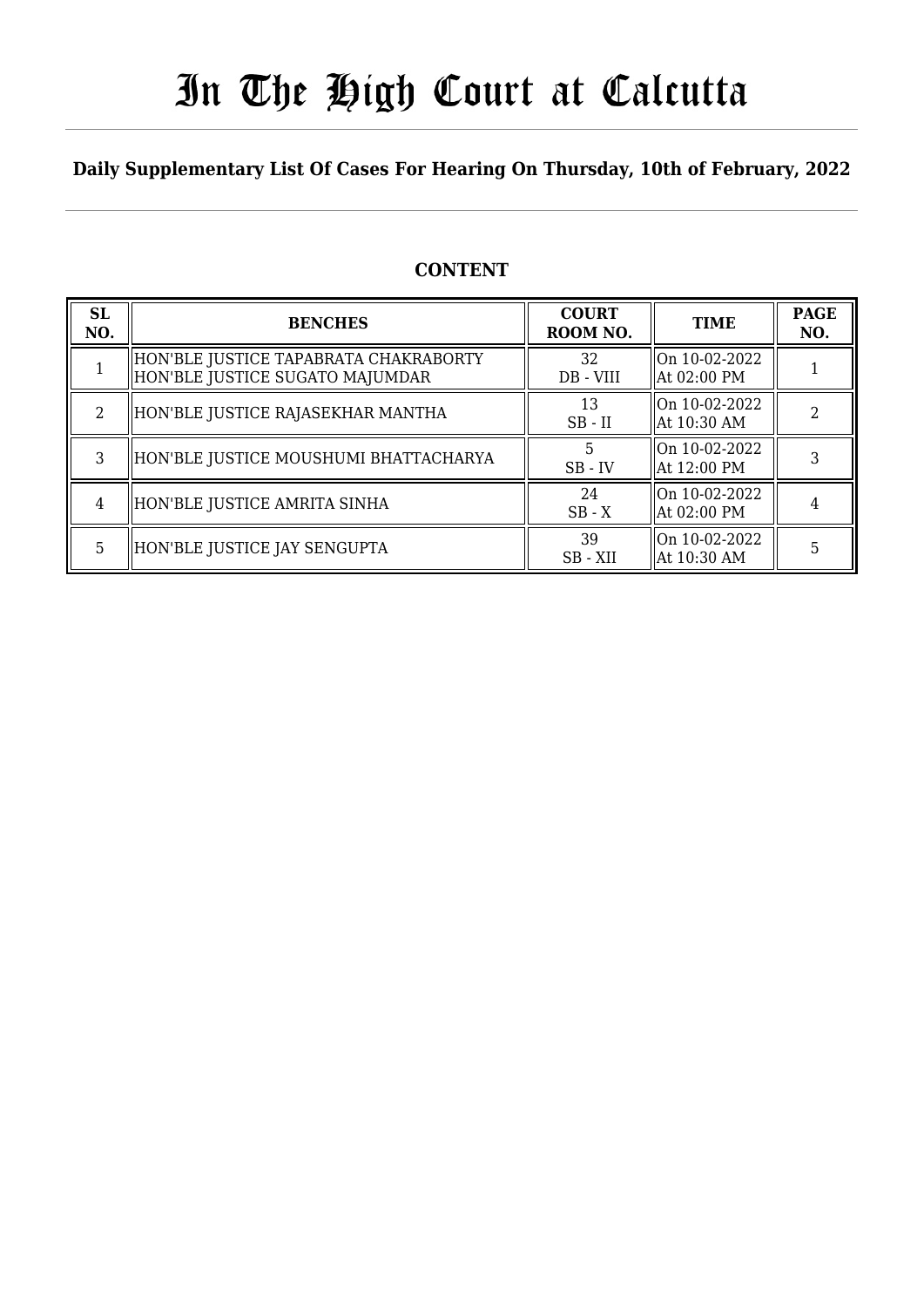# In The High Court at Calcutta

## Daily Supplementary List Of Cases For Hearing On Thursday, 10th of February, 2022

### CONTENT

| SL NO. | BENCHES | COURT ROOM NO. | TIME | PAGE NO. |
|---|---|---|---|---|
| 1 | HON'BLE JUSTICE TAPABRATA CHAKRABORTY<br>HON'BLE JUSTICE SUGATO MAJUMDAR | 32<br>DB - VIII | On 10-02-2022<br>At 02:00 PM | 1 |
| 2 | HON'BLE JUSTICE RAJASEKHAR MANTHA | 13<br>SB - II | On 10-02-2022<br>At 10:30 AM | 2 |
| 3 | HON'BLE JUSTICE MOUSHUMI BHATTACHARYA | 5<br>SB - IV | On 10-02-2022<br>At 12:00 PM | 3 |
| 4 | HON'BLE JUSTICE AMRITA SINHA | 24<br>SB - X | On 10-02-2022<br>At 02:00 PM | 4 |
| 5 | HON'BLE JUSTICE JAY SENGUPTA | 39<br>SB - XII | On 10-02-2022<br>At 10:30 AM | 5 |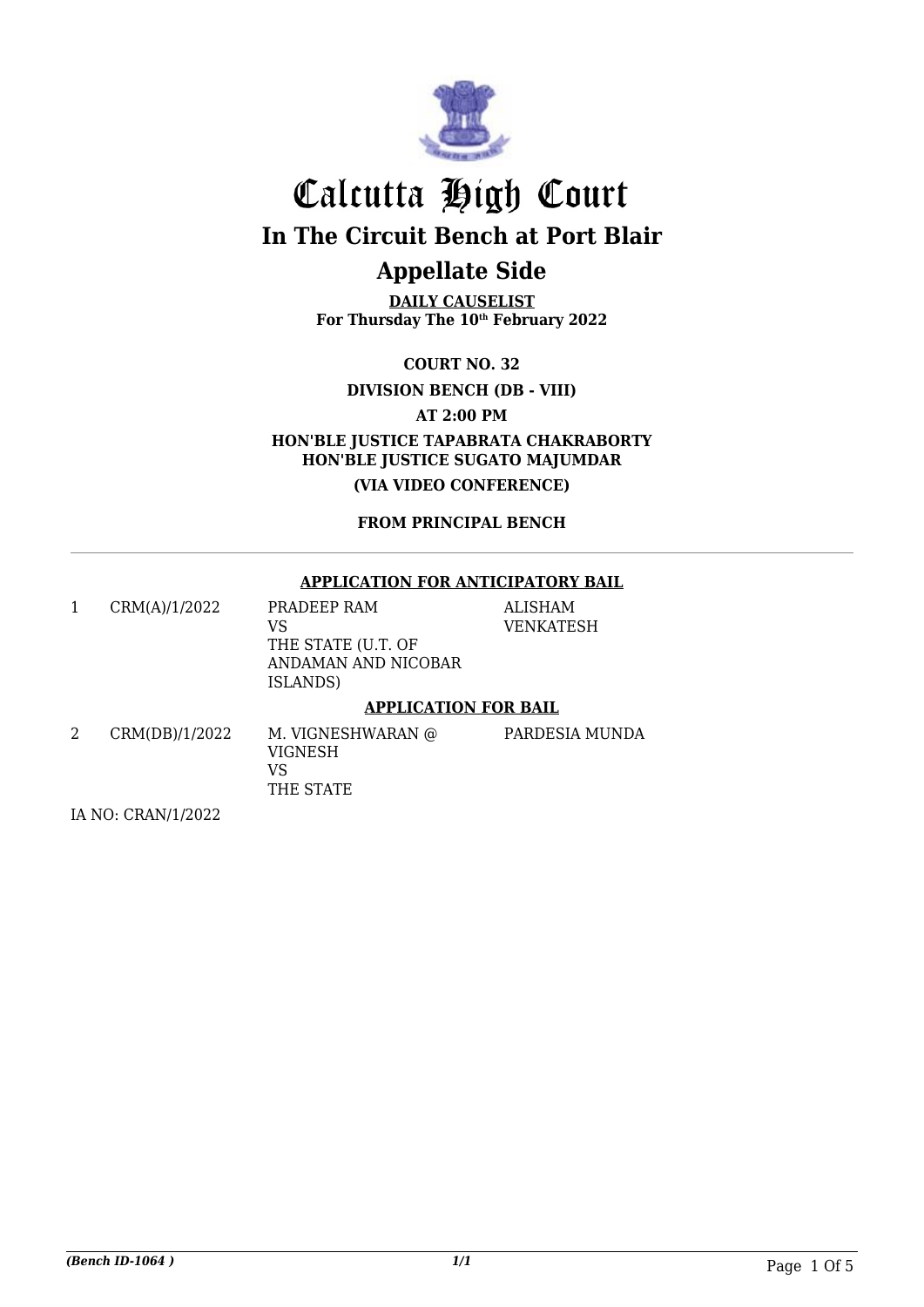# Calcutta High Court

## In The Circuit Bench at Port Blair

## Appellate Side

**DAILY CAUSELIST**
**For Thursday The 10th February 2022**

**COURT NO. 32**

**DIVISION BENCH (DB - VIII)**

**AT 2:00 PM**

**HON'BLE JUSTICE TAPABRATA CHAKRABORTY**
**HON'BLE JUSTICE SUGATO MAJUMDAR**

**(VIA VIDEO CONFERENCE)**

**FROM PRINCIPAL BENCH**

---

**APPLICATION FOR ANTICIPATORY BAIL**

| | | | |
|---|---|---|---|
| 1 | CRM(A)/1/2022 | PRADEEP RAM VS THE STATE (U.T. OF ANDAMAN AND NICOBAR ISLANDS) | ALISHAM VENKATESH |

**APPLICATION FOR BAIL**

| | | | |
|---|---|---|---|
| 2 | CRM(DB)/1/2022 | M. VIGNESHWARAN @ VIGNESH VS THE STATE | PARDESIA MUNDA |

IA NO: CRAN/1/2022

*(Bench ID-1064 )*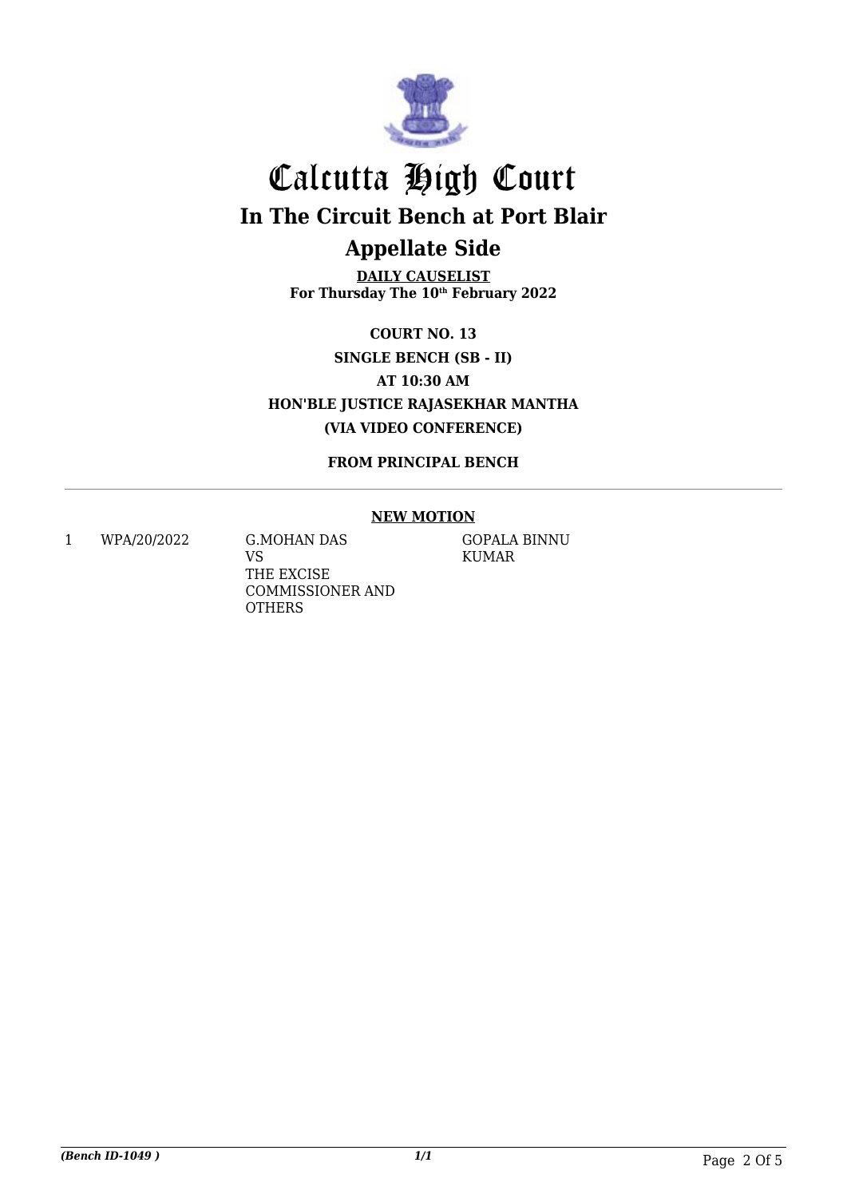# Calcutta High Court

## In The Circuit Bench at Port Blair

## Appellate Side

**DAILY CAUSELIST**
**For Thursday The 10th February 2022**

**COURT NO. 13**

**SINGLE BENCH (SB - II)**

**AT 10:30 AM**

**HON'BLE JUSTICE RAJASEKHAR MANTHA**

**(VIA VIDEO CONFERENCE)**

**FROM PRINCIPAL BENCH**

---

**NEW MOTION**

| | | | |
|---|---|---|---|
| 1 | WPA/20/2022 | G.MOHAN DAS VS THE EXCISE COMMISSIONER AND OTHERS | GOPALA BINNU KUMAR |

*(Bench ID-1049 )* *1/1*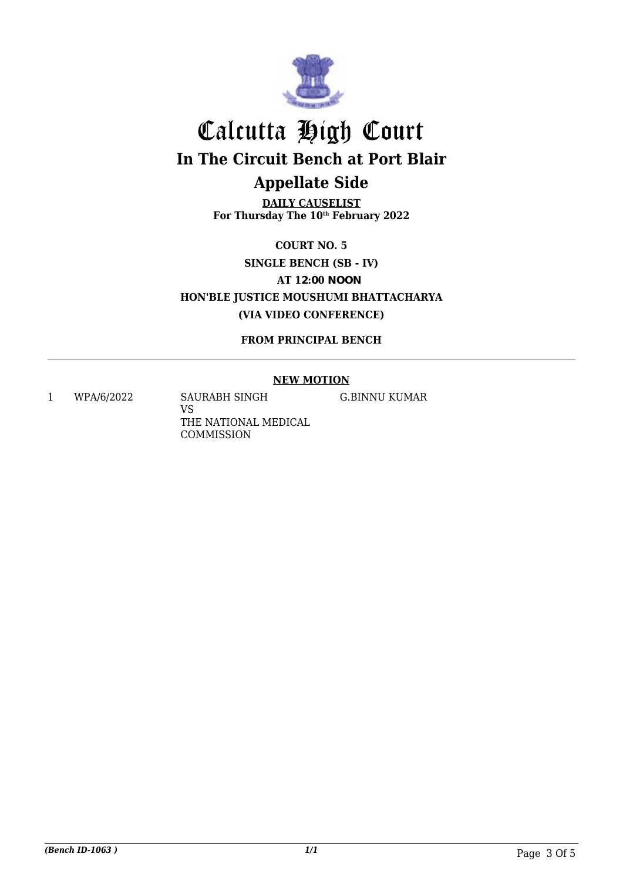# Calcutta High Court

## In The Circuit Bench at Port Blair

## Appellate Side

**DAILY CAUSELIST**
**For Thursday The 10th February 2022**

**COURT NO. 5**

**SINGLE BENCH (SB - IV)**

**AT 12:00 NOON**

**HON'BLE JUSTICE MOUSHUMI BHATTACHARYA**

**(VIA VIDEO CONFERENCE)**

**FROM PRINCIPAL BENCH**

---

**NEW MOTION**

| | | | |
|---|---|---|---|
| 1 | WPA/6/2022 | SAURABH SINGH<br>VS<br>THE NATIONAL MEDICAL COMMISSION | G.BINNU KUMAR |

*(Bench ID-1063 )*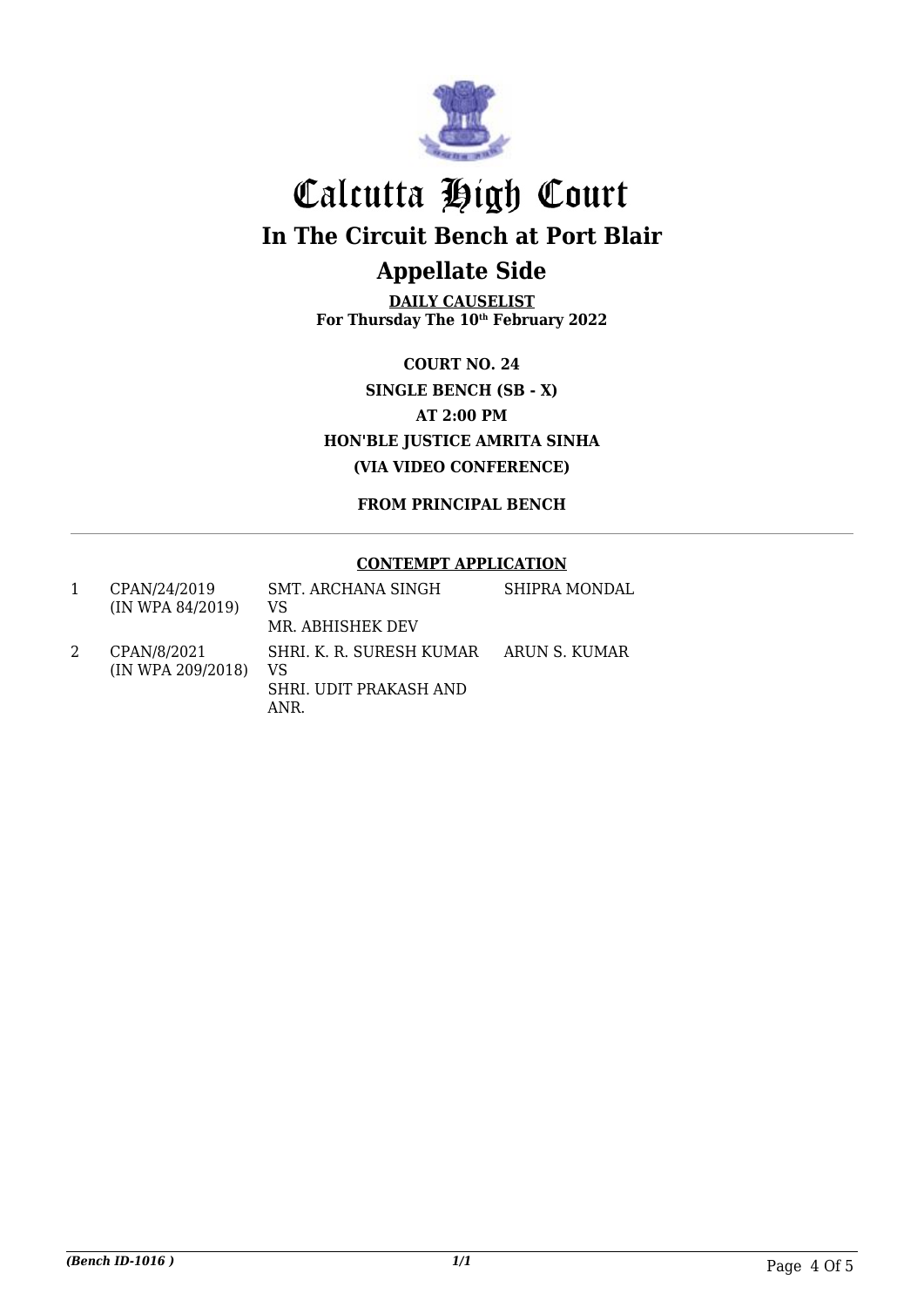# Calcutta High Court

## In The Circuit Bench at Port Blair

## Appellate Side

**DAILY CAUSELIST**
**For Thursday The 10th February 2022**

**COURT NO. 24**
**SINGLE BENCH (SB - X)**
**AT 2:00 PM**
**HON'BLE JUSTICE AMRITA SINHA**
**(VIA VIDEO CONFERENCE)**

**FROM PRINCIPAL BENCH**

**CONTEMPT APPLICATION**

| | | | |
|---|---|---|---|
| 1 | CPAN/24/2019 (IN WPA 84/2019) | SMT. ARCHANA SINGH VS MR. ABHISHEK DEV | SHIPRA MONDAL |
| 2 | CPAN/8/2021 (IN WPA 209/2018) | SHRI. K. R. SURESH KUMAR VS SHRI. UDIT PRAKASH AND ANR. | ARUN S. KUMAR |

*(Bench ID-1016 )*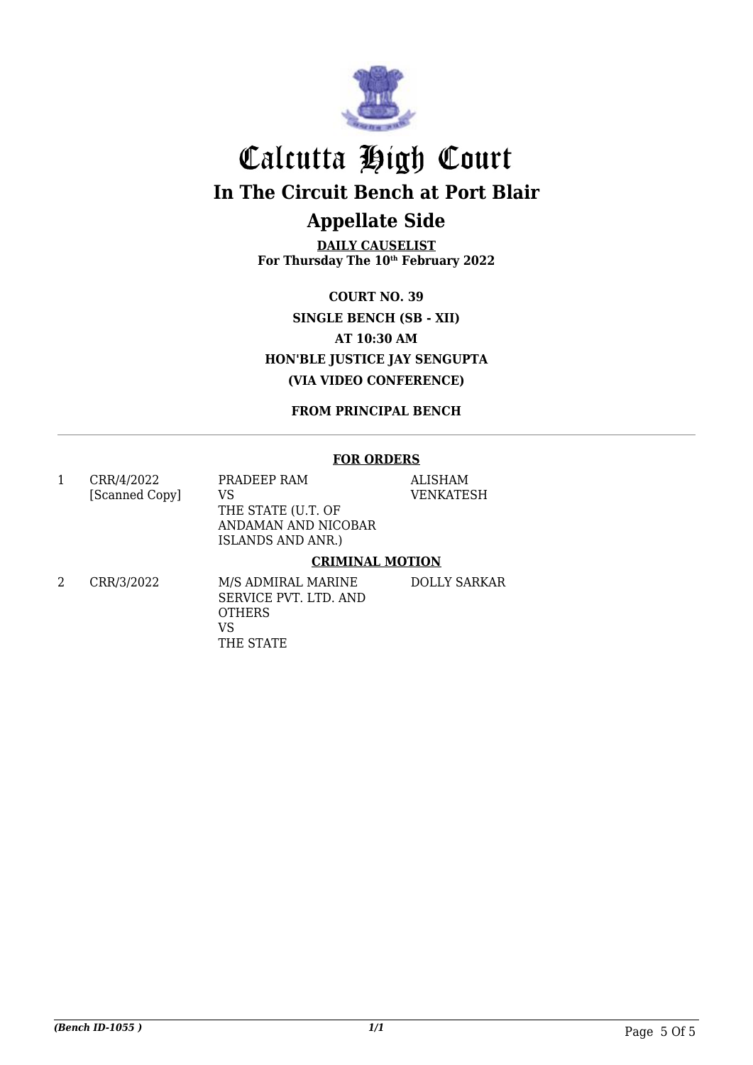# Calcutta High Court

## In The Circuit Bench at Port Blair

## Appellate Side

**DAILY CAUSELIST**
**For Thursday The 10th February 2022**

**COURT NO. 39**
**SINGLE BENCH (SB - XII)**
**AT 10:30 AM**
**HON'BLE JUSTICE JAY SENGUPTA**
**(VIA VIDEO CONFERENCE)**

**FROM PRINCIPAL BENCH**

---

**FOR ORDERS**

| | | | |
|---|---|---|---|
| 1 | CRR/4/2022 [Scanned Copy] | PRADEEP RAM VS THE STATE (U.T. OF ANDAMAN AND NICOBAR ISLANDS AND ANR.) | ALISHAM VENKATESH |

**CRIMINAL MOTION**

| | | | |
|---|---|---|---|
| 2 | CRR/3/2022 | M/S ADMIRAL MARINE SERVICE PVT. LTD. AND OTHERS VS THE STATE | DOLLY SARKAR |

*(Bench ID-1055 )*